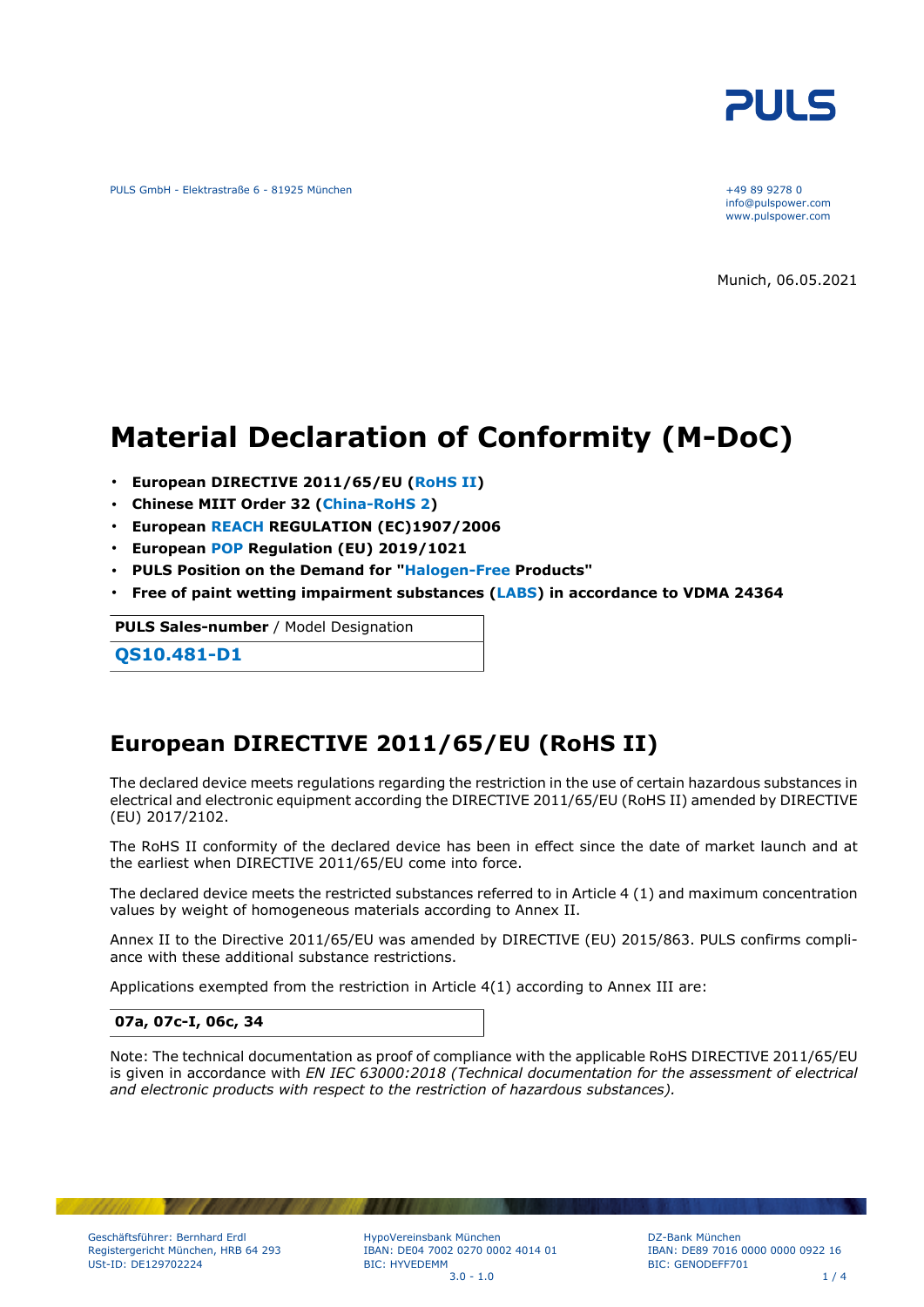PULS

PULS GmbH - Elektrastraße 6 - 81925 München

+49 89 9278 0
info@pulspower.com
www.pulspower.com

Munich, 06.05.2021

# Material Declaration of Conformity (M-DoC)

- **European DIRECTIVE 2011/65/EU (RoHS II)**
- **Chinese MIIT Order 32 (China-RoHS 2)**
- **European REACH REGULATION (EC)1907/2006**
- **European POP Regulation (EU) 2019/1021**
- **PULS Position on the Demand for "Halogen-Free Products"**
- **Free of paint wetting impairment substances (LABS) in accordance to VDMA 24364**

| **PULS Sales-number** / Model Designation |
|---|
| **QS10.481-D1** |

## European DIRECTIVE 2011/65/EU (RoHS II)

The declared device meets regulations regarding the restriction in the use of certain hazardous substances in electrical and electronic equipment according the DIRECTIVE 2011/65/EU (RoHS II) amended by DIRECTIVE (EU) 2017/2102.

The RoHS II conformity of the declared device has been in effect since the date of market launch and at the earliest when DIRECTIVE 2011/65/EU come into force.

The declared device meets the restricted substances referred to in Article 4 (1) and maximum concentration values by weight of homogeneous materials according to Annex II.

Annex II to the Directive 2011/65/EU was amended by DIRECTIVE (EU) 2015/863. PULS confirms compliance with these additional substance restrictions.

Applications exempted from the restriction in Article 4(1) according to Annex III are:

| **07a, 07c-I, 06c, 34** |
|---|

Note: The technical documentation as proof of compliance with the applicable RoHS DIRECTIVE 2011/65/EU is given in accordance with *EN IEC 63000:2018 (Technical documentation for the assessment of electrical and electronic products with respect to the restriction of hazardous substances).*

Geschäftsführer: Bernhard Erdl
Registergericht München, HRB 64 293
USt-ID: DE129702224

HypoVereinsbank München
IBAN: DE04 7002 0270 0002 4014 01
BIC: HYVEDEMM

DZ-Bank München
IBAN: DE89 7016 0000 0000 0922 16
BIC: GENODEFF701

3.0 - 1.0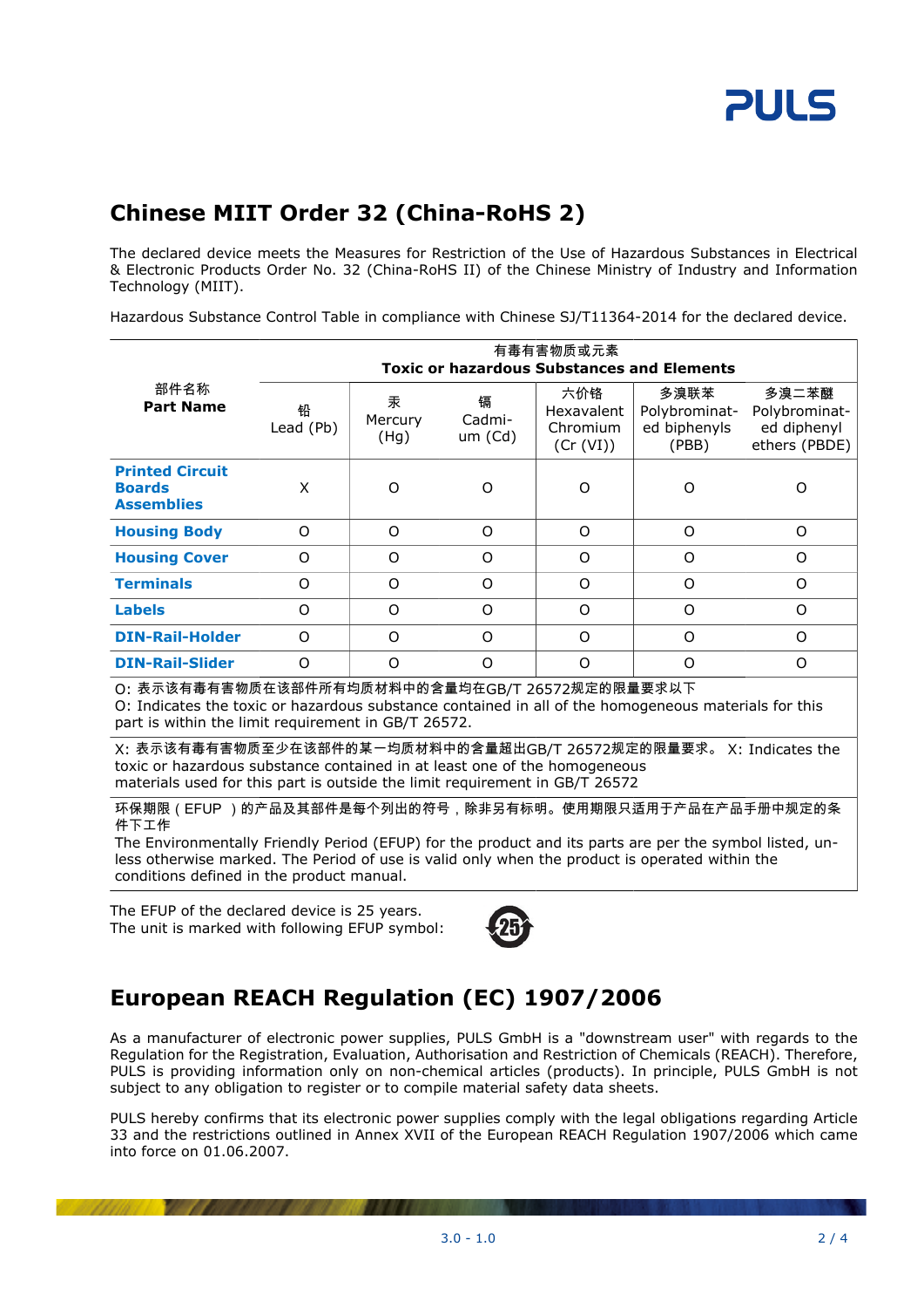## Chinese MIIT Order 32 (China-RoHS 2)

The declared device meets the Measures for Restriction of the Use of Hazardous Substances in Electrical & Electronic Products Order No. 32 (China-RoHS II) of the Chinese Ministry of Industry and Information Technology (MIIT).

Hazardous Substance Control Table in compliance with Chinese SJ/T11364-2014 for the declared device.

| 部件名称 **Part Name** | 有毒有害物质或元素 **Toxic or hazardous Substances and Elements** | | | | | |
|---|---|---|---|---|---|---|
| | 铅 Lead (Pb) | 汞 Mercury (Hg) | 镉 Cadmium (Cd) | 六价铬 Hexavalent Chromium (Cr (VI)) | 多溴联苯 Polybrominated biphenyls (PBB) | 多溴二苯醚 Polybrominated diphenyl ethers (PBDE) |
| **Printed Circuit Boards Assemblies** | X | O | O | O | O | O |
| **Housing Body** | O | O | O | O | O | O |
| **Housing Cover** | O | O | O | O | O | O |
| **Terminals** | O | O | O | O | O | O |
| **Labels** | O | O | O | O | O | O |
| **DIN-Rail-Holder** | O | O | O | O | O | O |
| **DIN-Rail-Slider** | O | O | O | O | O | O |

O: 表示该有毒有害物质在该部件所有均质材料中的含量均在GB/T 26572规定的限量要求以下
O: Indicates the toxic or hazardous substance contained in all of the homogeneous materials for this part is within the limit requirement in GB/T 26572.

X: 表示该有毒有害物质至少在该部件的某一均质材料中的含量超出GB/T 26572规定的限量要求。 X: Indicates the toxic or hazardous substance contained in at least one of the homogeneous materials used for this part is outside the limit requirement in GB/T 26572

环保期限（EFUP ）的产品及其部件是每个列出的符号，除非另有标明。使用期限只适用于产品在产品手册中规定的条件下工作
The Environmentally Friendly Period (EFUP) for the product and its parts are per the symbol listed, unless otherwise marked. The Period of use is valid only when the product is operated within the conditions defined in the product manual.

The EFUP of the declared device is 25 years.
The unit is marked with following EFUP symbol:

## European REACH Regulation (EC) 1907/2006

As a manufacturer of electronic power supplies, PULS GmbH is a "downstream user" with regards to the Regulation for the Registration, Evaluation, Authorisation and Restriction of Chemicals (REACH). Therefore, PULS is providing information only on non-chemical articles (products). In principle, PULS GmbH is not subject to any obligation to register or to compile material safety data sheets.

PULS hereby confirms that its electronic power supplies comply with the legal obligations regarding Article 33 and the restrictions outlined in Annex XVII of the European REACH Regulation 1907/2006 which came into force on 01.06.2007.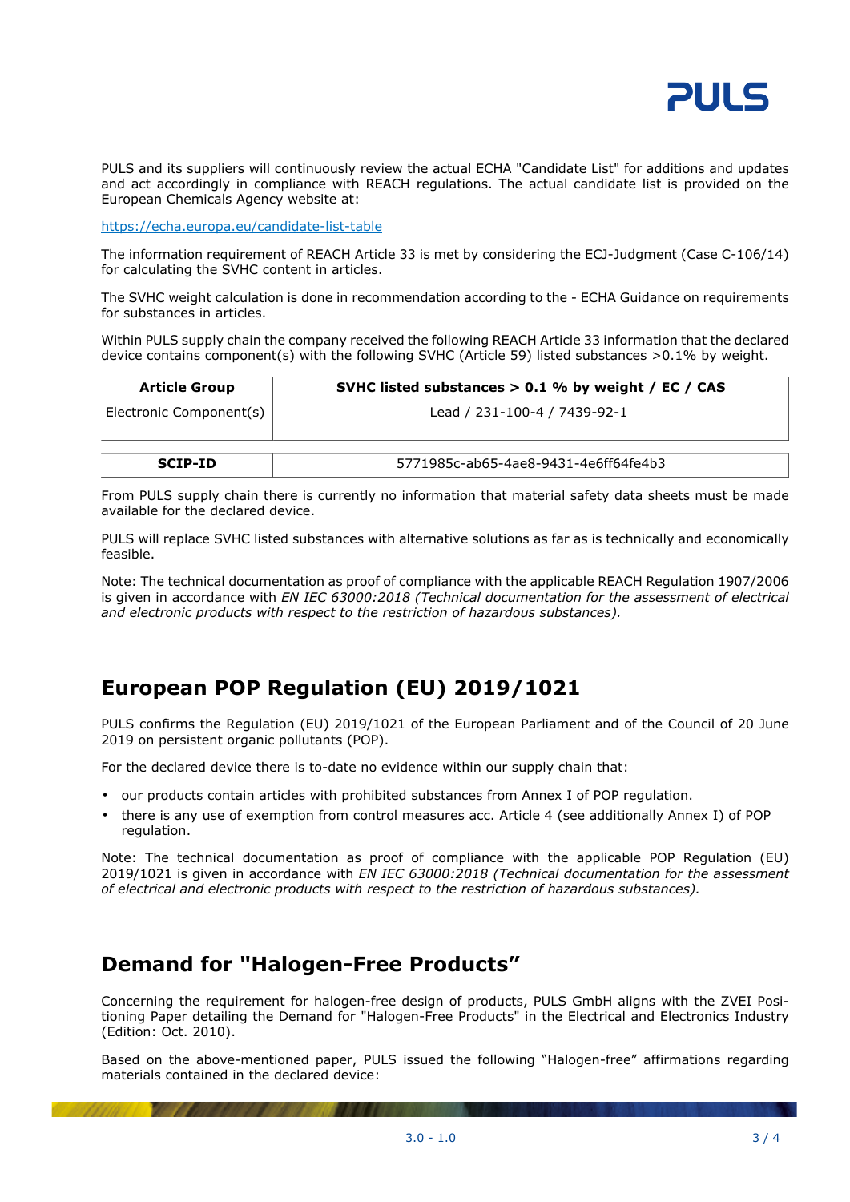PULS and its suppliers will continuously review the actual ECHA "Candidate List" for additions and updates and act accordingly in compliance with REACH regulations. The actual candidate list is provided on the European Chemicals Agency website at:

https://echa.europa.eu/candidate-list-table

The information requirement of REACH Article 33 is met by considering the ECJ-Judgment (Case C-106/14) for calculating the SVHC content in articles.

The SVHC weight calculation is done in recommendation according to the - ECHA Guidance on requirements for substances in articles.

Within PULS supply chain the company received the following REACH Article 33 information that the declared device contains component(s) with the following SVHC (Article 59) listed substances >0.1% by weight.

| Article Group | SVHC listed substances > 0.1 % by weight / EC / CAS |
|---|---|
| Electronic Component(s) | Lead / 231-100-4 / 7439-92-1 |
| **SCIP-ID** | 5771985c-ab65-4ae8-9431-4e6ff64fe4b3 |

From PULS supply chain there is currently no information that material safety data sheets must be made available for the declared device.

PULS will replace SVHC listed substances with alternative solutions as far as is technically and economically feasible.

Note: The technical documentation as proof of compliance with the applicable REACH Regulation 1907/2006 is given in accordance with *EN IEC 63000:2018 (Technical documentation for the assessment of electrical and electronic products with respect to the restriction of hazardous substances).*

## European POP Regulation (EU) 2019/1021

PULS confirms the Regulation (EU) 2019/1021 of the European Parliament and of the Council of 20 June 2019 on persistent organic pollutants (POP).

For the declared device there is to-date no evidence within our supply chain that:

- our products contain articles with prohibited substances from Annex I of POP regulation.
- there is any use of exemption from control measures acc. Article 4 (see additionally Annex I) of POP regulation.

Note: The technical documentation as proof of compliance with the applicable POP Regulation (EU) 2019/1021 is given in accordance with *EN IEC 63000:2018 (Technical documentation for the assessment of electrical and electronic products with respect to the restriction of hazardous substances).*

## Demand for "Halogen-Free Products”

Concerning the requirement for halogen-free design of products, PULS GmbH aligns with the ZVEI Positioning Paper detailing the Demand for "Halogen-Free Products" in the Electrical and Electronics Industry (Edition: Oct. 2010).

Based on the above-mentioned paper, PULS issued the following “Halogen-free” affirmations regarding materials contained in the declared device: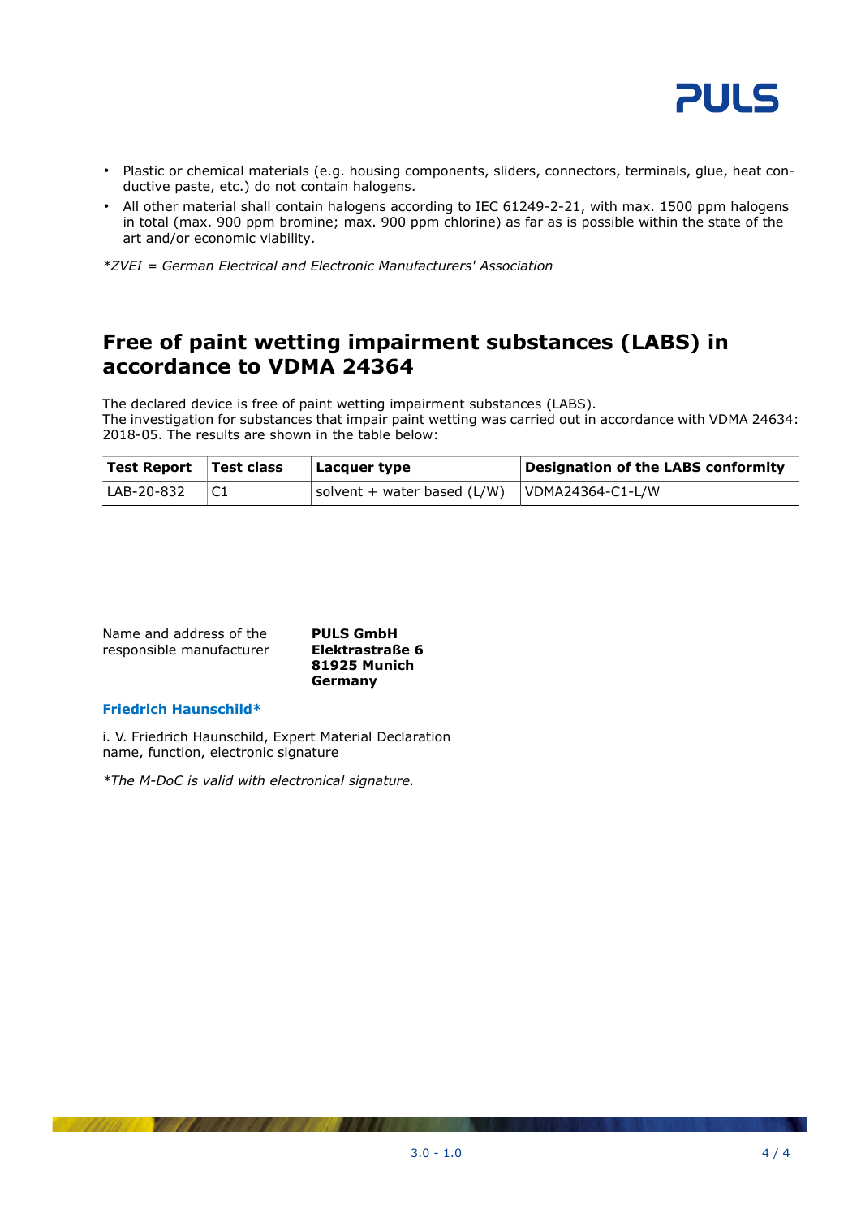- Plastic or chemical materials (e.g. housing components, sliders, connectors, terminals, glue, heat conductive paste, etc.) do not contain halogens.
- All other material shall contain halogens according to IEC 61249-2-21, with max. 1500 ppm halogens in total (max. 900 ppm bromine; max. 900 ppm chlorine) as far as is possible within the state of the art and/or economic viability.

*\*ZVEI = German Electrical and Electronic Manufacturers' Association*

## Free of paint wetting impairment substances (LABS) in accordance to VDMA 24364

The declared device is free of paint wetting impairment substances (LABS).
The investigation for substances that impair paint wetting was carried out in accordance with VDMA 24634: 2018-05. The results are shown in the table below:

| Test Report | Test class | Lacquer type | Designation of the LABS conformity |
|---|---|---|---|
| LAB-20-832 | C1 | solvent + water based (L/W) | VDMA24364-C1-L/W |

Name and address of the responsible manufacturer

**PULS GmbH**
**Elektrastraße 6**
**81925 Munich**
**Germany**

**Friedrich Haunschild***

i. V. Friedrich Haunschild, Expert Material Declaration
name, function, electronic signature

*\*The M-DoC is valid with electronical signature.*

3.0 - 1.0